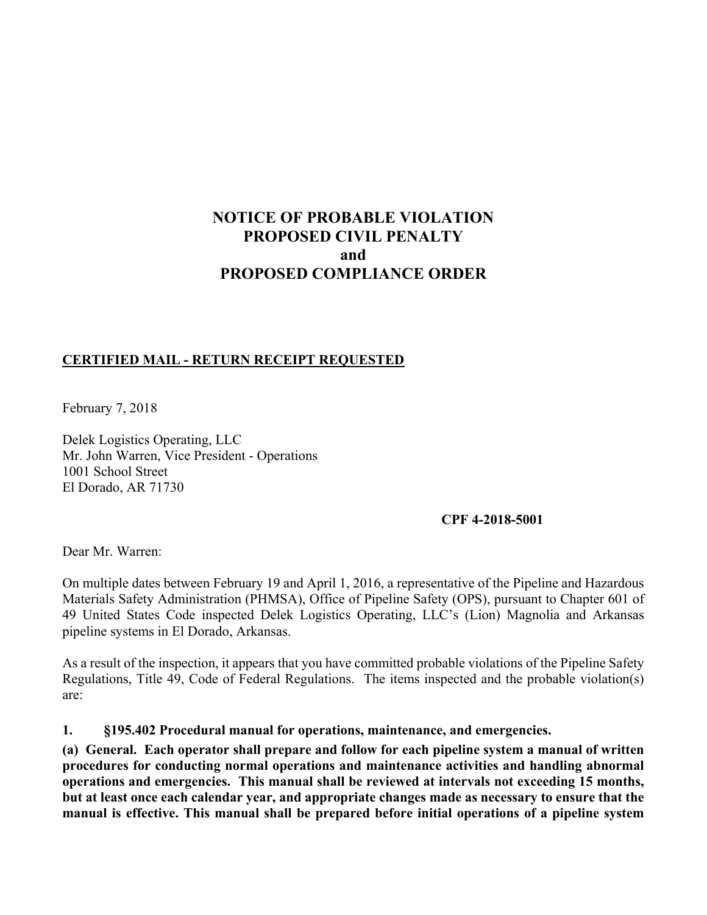# NOTICE OF PROBABLE VIOLATION
# PROPOSED CIVIL PENALTY
# and
# PROPOSED COMPLIANCE ORDER

**CERTIFIED MAIL - RETURN RECEIPT REQUESTED**

February 7, 2018

Delek Logistics Operating, LLC
Mr. John Warren, Vice President - Operations
1001 School Street
El Dorado, AR 71730

**CPF 4-2018-5001**

Dear Mr. Warren:

On multiple dates between February 19 and April 1, 2016, a representative of the Pipeline and Hazardous Materials Safety Administration (PHMSA), Office of Pipeline Safety (OPS), pursuant to Chapter 601 of 49 United States Code inspected Delek Logistics Operating, LLC's (Lion) Magnolia and Arkansas pipeline systems in El Dorado, Arkansas.

As a result of the inspection, it appears that you have committed probable violations of the Pipeline Safety Regulations, Title 49, Code of Federal Regulations. The items inspected and the probable violation(s) are:

**1. §195.402 Procedural manual for operations, maintenance, and emergencies.**

**(a) General. Each operator shall prepare and follow for each pipeline system a manual of written procedures for conducting normal operations and maintenance activities and handling abnormal operations and emergencies. This manual shall be reviewed at intervals not exceeding 15 months, but at least once each calendar year, and appropriate changes made as necessary to ensure that the manual is effective. This manual shall be prepared before initial operations of a pipeline system**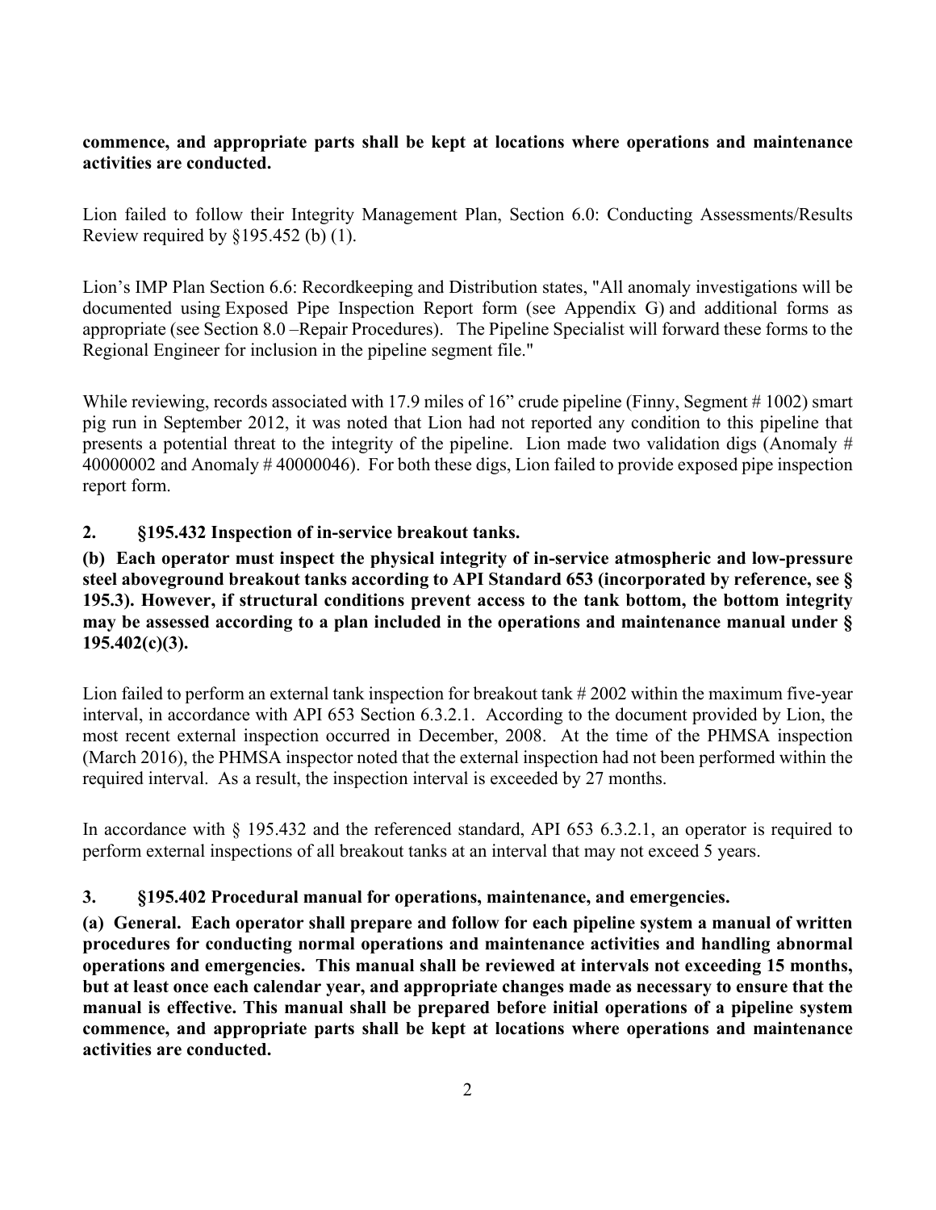**commence, and appropriate parts shall be kept at locations where operations and maintenance activities are conducted.**

Lion failed to follow their Integrity Management Plan, Section 6.0: Conducting Assessments/Results Review required by §195.452 (b) (1).

Lion's IMP Plan Section 6.6: Recordkeeping and Distribution states, "All anomaly investigations will be documented using Exposed Pipe Inspection Report form (see Appendix G) and additional forms as appropriate (see Section 8.0 –Repair Procedures). The Pipeline Specialist will forward these forms to the Regional Engineer for inclusion in the pipeline segment file."

While reviewing, records associated with 17.9 miles of 16" crude pipeline (Finny, Segment # 1002) smart pig run in September 2012, it was noted that Lion had not reported any condition to this pipeline that presents a potential threat to the integrity of the pipeline. Lion made two validation digs (Anomaly # 40000002 and Anomaly # 40000046). For both these digs, Lion failed to provide exposed pipe inspection report form.

**2. §195.432 Inspection of in-service breakout tanks.**

**(b) Each operator must inspect the physical integrity of in-service atmospheric and low-pressure steel aboveground breakout tanks according to API Standard 653 (incorporated by reference, see § 195.3). However, if structural conditions prevent access to the tank bottom, the bottom integrity may be assessed according to a plan included in the operations and maintenance manual under § 195.402(c)(3).**

Lion failed to perform an external tank inspection for breakout tank # 2002 within the maximum five-year interval, in accordance with API 653 Section 6.3.2.1. According to the document provided by Lion, the most recent external inspection occurred in December, 2008. At the time of the PHMSA inspection (March 2016), the PHMSA inspector noted that the external inspection had not been performed within the required interval. As a result, the inspection interval is exceeded by 27 months.

In accordance with § 195.432 and the referenced standard, API 653 6.3.2.1, an operator is required to perform external inspections of all breakout tanks at an interval that may not exceed 5 years.

**3. §195.402 Procedural manual for operations, maintenance, and emergencies.**

**(a) General. Each operator shall prepare and follow for each pipeline system a manual of written procedures for conducting normal operations and maintenance activities and handling abnormal operations and emergencies. This manual shall be reviewed at intervals not exceeding 15 months, but at least once each calendar year, and appropriate changes made as necessary to ensure that the manual is effective. This manual shall be prepared before initial operations of a pipeline system commence, and appropriate parts shall be kept at locations where operations and maintenance activities are conducted.**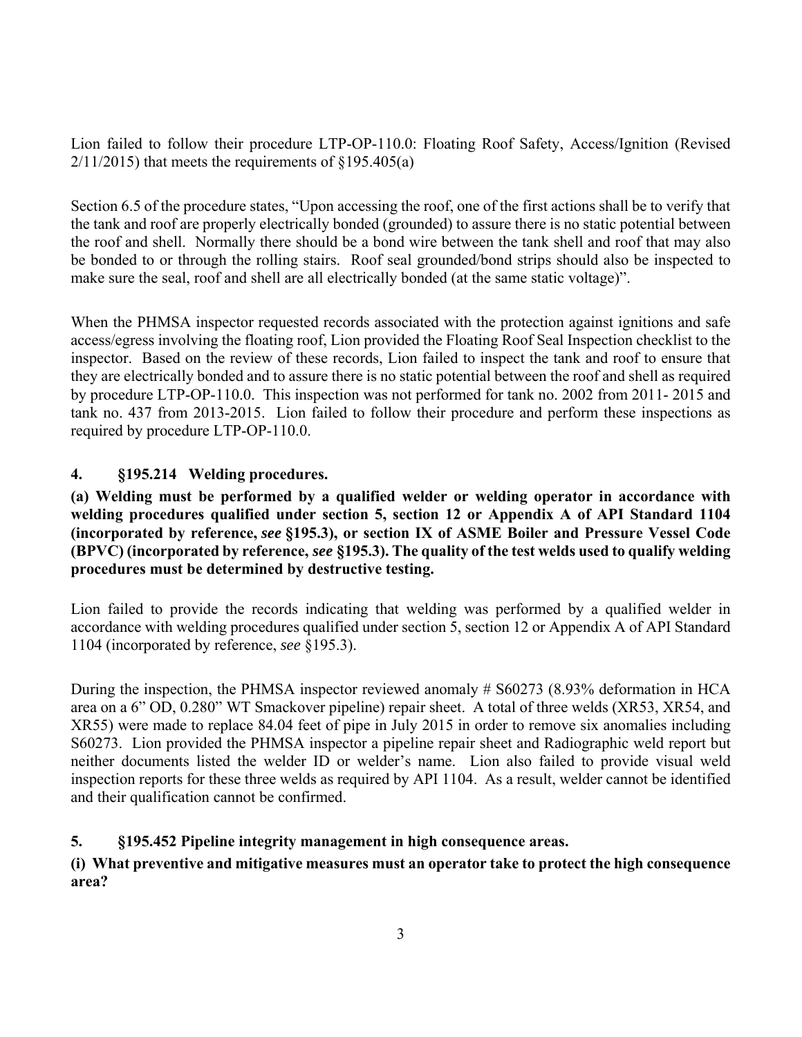Lion failed to follow their procedure LTP-OP-110.0: Floating Roof Safety, Access/Ignition (Revised 2/11/2015) that meets the requirements of §195.405(a)

Section 6.5 of the procedure states, "Upon accessing the roof, one of the first actions shall be to verify that the tank and roof are properly electrically bonded (grounded) to assure there is no static potential between the roof and shell. Normally there should be a bond wire between the tank shell and roof that may also be bonded to or through the rolling stairs. Roof seal grounded/bond strips should also be inspected to make sure the seal, roof and shell are all electrically bonded (at the same static voltage)".

When the PHMSA inspector requested records associated with the protection against ignitions and safe access/egress involving the floating roof, Lion provided the Floating Roof Seal Inspection checklist to the inspector. Based on the review of these records, Lion failed to inspect the tank and roof to ensure that they are electrically bonded and to assure there is no static potential between the roof and shell as required by procedure LTP-OP-110.0. This inspection was not performed for tank no. 2002 from 2011- 2015 and tank no. 437 from 2013-2015. Lion failed to follow their procedure and perform these inspections as required by procedure LTP-OP-110.0.

## 4. §195.214 Welding procedures.

**(a) Welding must be performed by a qualified welder or welding operator in accordance with welding procedures qualified under section 5, section 12 or Appendix A of API Standard 1104 (incorporated by reference, *see* §195.3), or section IX of ASME Boiler and Pressure Vessel Code (BPVC) (incorporated by reference, *see* §195.3). The quality of the test welds used to qualify welding procedures must be determined by destructive testing.**

Lion failed to provide the records indicating that welding was performed by a qualified welder in accordance with welding procedures qualified under section 5, section 12 or Appendix A of API Standard 1104 (incorporated by reference, *see* §195.3).

During the inspection, the PHMSA inspector reviewed anomaly # S60273 (8.93% deformation in HCA area on a 6" OD, 0.280" WT Smackover pipeline) repair sheet. A total of three welds (XR53, XR54, and XR55) were made to replace 84.04 feet of pipe in July 2015 in order to remove six anomalies including S60273. Lion provided the PHMSA inspector a pipeline repair sheet and Radiographic weld report but neither documents listed the welder ID or welder's name. Lion also failed to provide visual weld inspection reports for these three welds as required by API 1104. As a result, welder cannot be identified and their qualification cannot be confirmed.

## 5. §195.452 Pipeline integrity management in high consequence areas.

**(i) What preventive and mitigative measures must an operator take to protect the high consequence area?**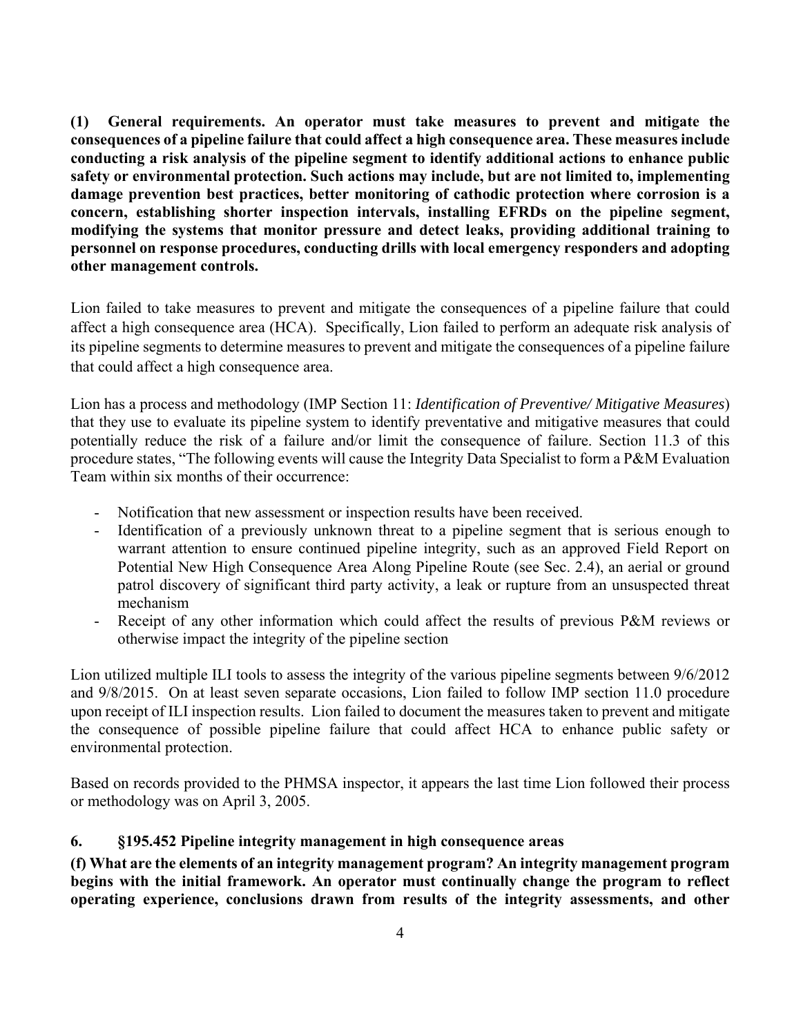**(1) General requirements. An operator must take measures to prevent and mitigate the consequences of a pipeline failure that could affect a high consequence area. These measures include conducting a risk analysis of the pipeline segment to identify additional actions to enhance public safety or environmental protection. Such actions may include, but are not limited to, implementing damage prevention best practices, better monitoring of cathodic protection where corrosion is a concern, establishing shorter inspection intervals, installing EFRDs on the pipeline segment, modifying the systems that monitor pressure and detect leaks, providing additional training to personnel on response procedures, conducting drills with local emergency responders and adopting other management controls.**

Lion failed to take measures to prevent and mitigate the consequences of a pipeline failure that could affect a high consequence area (HCA). Specifically, Lion failed to perform an adequate risk analysis of its pipeline segments to determine measures to prevent and mitigate the consequences of a pipeline failure that could affect a high consequence area.

Lion has a process and methodology (IMP Section 11: *Identification of Preventive/ Mitigative Measures*) that they use to evaluate its pipeline system to identify preventative and mitigative measures that could potentially reduce the risk of a failure and/or limit the consequence of failure. Section 11.3 of this procedure states, "The following events will cause the Integrity Data Specialist to form a P&M Evaluation Team within six months of their occurrence:

- Notification that new assessment or inspection results have been received.
- Identification of a previously unknown threat to a pipeline segment that is serious enough to warrant attention to ensure continued pipeline integrity, such as an approved Field Report on Potential New High Consequence Area Along Pipeline Route (see Sec. 2.4), an aerial or ground patrol discovery of significant third party activity, a leak or rupture from an unsuspected threat mechanism
- Receipt of any other information which could affect the results of previous P&M reviews or otherwise impact the integrity of the pipeline section

Lion utilized multiple ILI tools to assess the integrity of the various pipeline segments between 9/6/2012 and 9/8/2015. On at least seven separate occasions, Lion failed to follow IMP section 11.0 procedure upon receipt of ILI inspection results. Lion failed to document the measures taken to prevent and mitigate the consequence of possible pipeline failure that could affect HCA to enhance public safety or environmental protection.

Based on records provided to the PHMSA inspector, it appears the last time Lion followed their process or methodology was on April 3, 2005.

## 6. §195.452 Pipeline integrity management in high consequence areas

**(f) What are the elements of an integrity management program? An integrity management program begins with the initial framework. An operator must continually change the program to reflect operating experience, conclusions drawn from results of the integrity assessments, and other**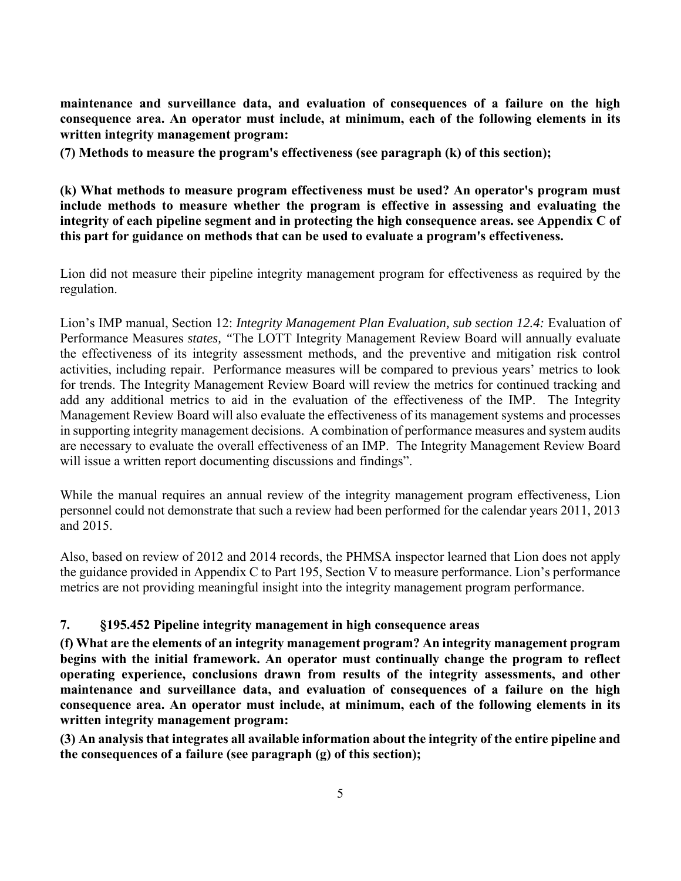**maintenance and surveillance data, and evaluation of consequences of a failure on the high consequence area. An operator must include, at minimum, each of the following elements in its written integrity management program:**

**(7) Methods to measure the program's effectiveness (see paragraph (k) of this section);**

**(k) What methods to measure program effectiveness must be used? An operator's program must include methods to measure whether the program is effective in assessing and evaluating the integrity of each pipeline segment and in protecting the high consequence areas. see Appendix C of this part for guidance on methods that can be used to evaluate a program's effectiveness.**

Lion did not measure their pipeline integrity management program for effectiveness as required by the regulation.

Lion's IMP manual, Section 12: *Integrity Management Plan Evaluation, sub section 12.4:* Evaluation of Performance Measures *states,* "The LOTT Integrity Management Review Board will annually evaluate the effectiveness of its integrity assessment methods, and the preventive and mitigation risk control activities, including repair. Performance measures will be compared to previous years' metrics to look for trends. The Integrity Management Review Board will review the metrics for continued tracking and add any additional metrics to aid in the evaluation of the effectiveness of the IMP. The Integrity Management Review Board will also evaluate the effectiveness of its management systems and processes in supporting integrity management decisions. A combination of performance measures and system audits are necessary to evaluate the overall effectiveness of an IMP. The Integrity Management Review Board will issue a written report documenting discussions and findings".

While the manual requires an annual review of the integrity management program effectiveness, Lion personnel could not demonstrate that such a review had been performed for the calendar years 2011, 2013 and 2015.

Also, based on review of 2012 and 2014 records, the PHMSA inspector learned that Lion does not apply the guidance provided in Appendix C to Part 195, Section V to measure performance. Lion's performance metrics are not providing meaningful insight into the integrity management program performance.

**7. §195.452 Pipeline integrity management in high consequence areas**

**(f) What are the elements of an integrity management program? An integrity management program begins with the initial framework. An operator must continually change the program to reflect operating experience, conclusions drawn from results of the integrity assessments, and other maintenance and surveillance data, and evaluation of consequences of a failure on the high consequence area. An operator must include, at minimum, each of the following elements in its written integrity management program:**

**(3) An analysis that integrates all available information about the integrity of the entire pipeline and the consequences of a failure (see paragraph (g) of this section);**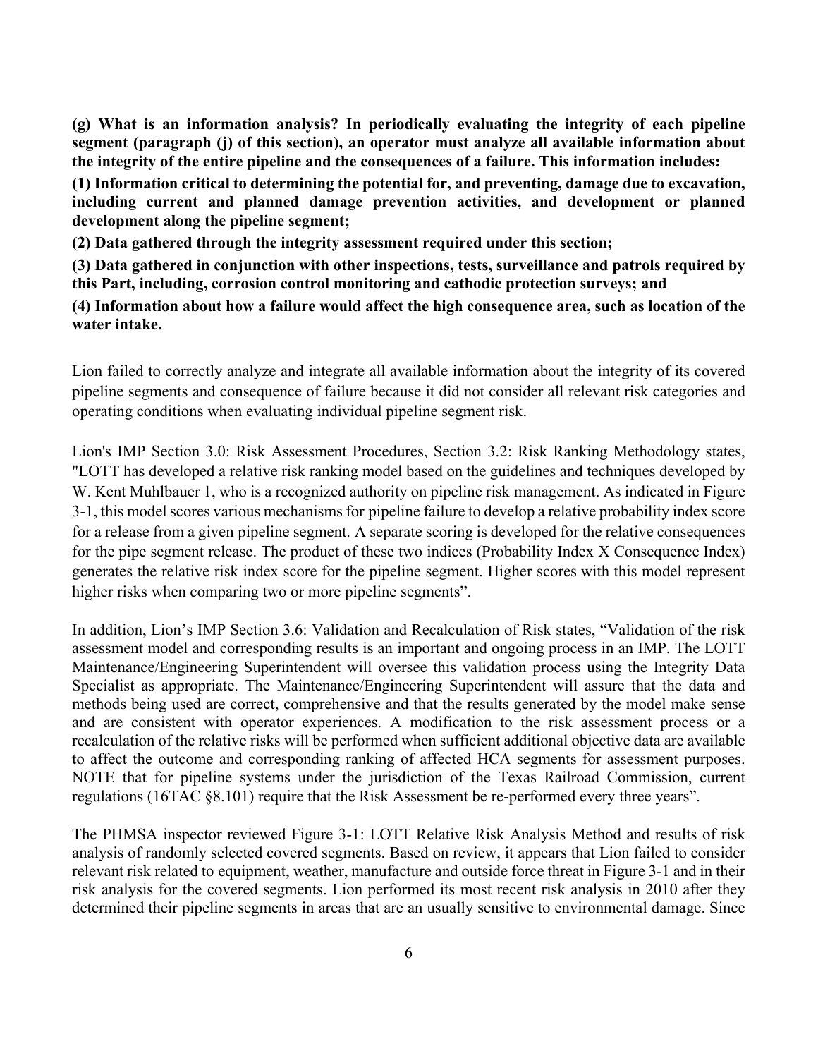**(g) What is an information analysis? In periodically evaluating the integrity of each pipeline segment (paragraph (j) of this section), an operator must analyze all available information about the integrity of the entire pipeline and the consequences of a failure. This information includes:**

**(1) Information critical to determining the potential for, and preventing, damage due to excavation, including current and planned damage prevention activities, and development or planned development along the pipeline segment;**

**(2) Data gathered through the integrity assessment required under this section;**

**(3) Data gathered in conjunction with other inspections, tests, surveillance and patrols required by this Part, including, corrosion control monitoring and cathodic protection surveys; and**

**(4) Information about how a failure would affect the high consequence area, such as location of the water intake.**

Lion failed to correctly analyze and integrate all available information about the integrity of its covered pipeline segments and consequence of failure because it did not consider all relevant risk categories and operating conditions when evaluating individual pipeline segment risk.

Lion's IMP Section 3.0: Risk Assessment Procedures, Section 3.2: Risk Ranking Methodology states, "LOTT has developed a relative risk ranking model based on the guidelines and techniques developed by W. Kent Muhlbauer 1, who is a recognized authority on pipeline risk management. As indicated in Figure 3-1, this model scores various mechanisms for pipeline failure to develop a relative probability index score for a release from a given pipeline segment. A separate scoring is developed for the relative consequences for the pipe segment release. The product of these two indices (Probability Index X Consequence Index) generates the relative risk index score for the pipeline segment. Higher scores with this model represent higher risks when comparing two or more pipeline segments".

In addition, Lion's IMP Section 3.6: Validation and Recalculation of Risk states, "Validation of the risk assessment model and corresponding results is an important and ongoing process in an IMP. The LOTT Maintenance/Engineering Superintendent will oversee this validation process using the Integrity Data Specialist as appropriate. The Maintenance/Engineering Superintendent will assure that the data and methods being used are correct, comprehensive and that the results generated by the model make sense and are consistent with operator experiences. A modification to the risk assessment process or a recalculation of the relative risks will be performed when sufficient additional objective data are available to affect the outcome and corresponding ranking of affected HCA segments for assessment purposes. NOTE that for pipeline systems under the jurisdiction of the Texas Railroad Commission, current regulations (16TAC §8.101) require that the Risk Assessment be re-performed every three years".

The PHMSA inspector reviewed Figure 3-1: LOTT Relative Risk Analysis Method and results of risk analysis of randomly selected covered segments. Based on review, it appears that Lion failed to consider relevant risk related to equipment, weather, manufacture and outside force threat in Figure 3-1 and in their risk analysis for the covered segments. Lion performed its most recent risk analysis in 2010 after they determined their pipeline segments in areas that are an usually sensitive to environmental damage. Since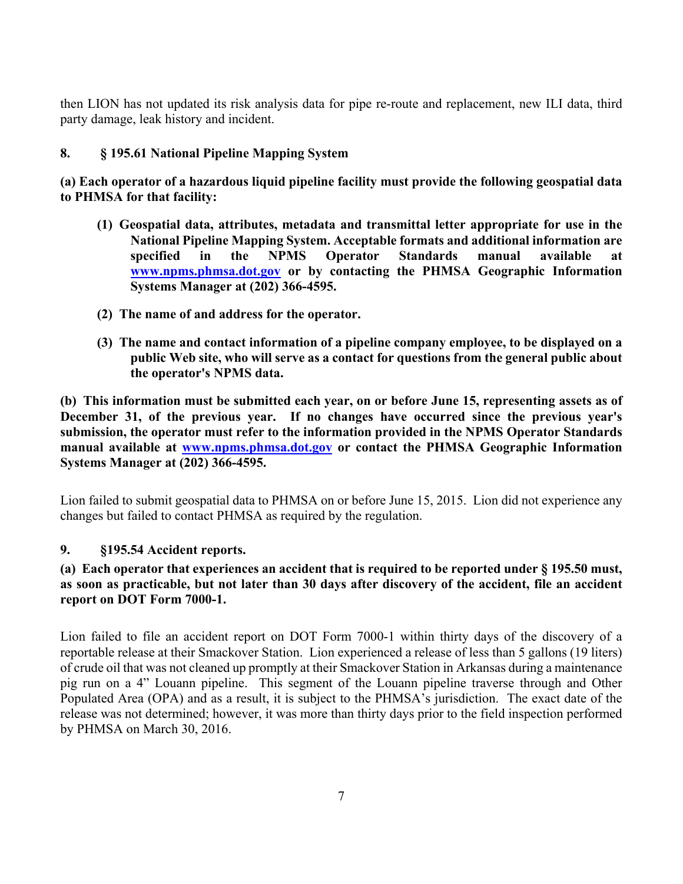then LION has not updated its risk analysis data for pipe re-route and replacement, new ILI data, third party damage, leak history and incident.

**8. § 195.61 National Pipeline Mapping System**

**(a) Each operator of a hazardous liquid pipeline facility must provide the following geospatial data to PHMSA for that facility:**

> **(1) Geospatial data, attributes, metadata and transmittal letter appropriate for use in the National Pipeline Mapping System. Acceptable formats and additional information are specified in the NPMS Operator Standards manual available at [www.npms.phmsa.dot.gov](http://www.npms.phmsa.dot.gov) or by contacting the PHMSA Geographic Information Systems Manager at (202) 366-4595.**
>
> **(2) The name of and address for the operator.**
>
> **(3) The name and contact information of a pipeline company employee, to be displayed on a public Web site, who will serve as a contact for questions from the general public about the operator's NPMS data.**

**(b) This information must be submitted each year, on or before June 15, representing assets as of December 31, of the previous year. If no changes have occurred since the previous year's submission, the operator must refer to the information provided in the NPMS Operator Standards manual available at [www.npms.phmsa.dot.gov](http://www.npms.phmsa.dot.gov) or contact the PHMSA Geographic Information Systems Manager at (202) 366-4595.**

Lion failed to submit geospatial data to PHMSA on or before June 15, 2015. Lion did not experience any changes but failed to contact PHMSA as required by the regulation.

**9. §195.54 Accident reports.**

**(a) Each operator that experiences an accident that is required to be reported under § 195.50 must, as soon as practicable, but not later than 30 days after discovery of the accident, file an accident report on DOT Form 7000-1.**

Lion failed to file an accident report on DOT Form 7000-1 within thirty days of the discovery of a reportable release at their Smackover Station. Lion experienced a release of less than 5 gallons (19 liters) of crude oil that was not cleaned up promptly at their Smackover Station in Arkansas during a maintenance pig run on a 4" Louann pipeline. This segment of the Louann pipeline traverse through and Other Populated Area (OPA) and as a result, it is subject to the PHMSA's jurisdiction. The exact date of the release was not determined; however, it was more than thirty days prior to the field inspection performed by PHMSA on March 30, 2016.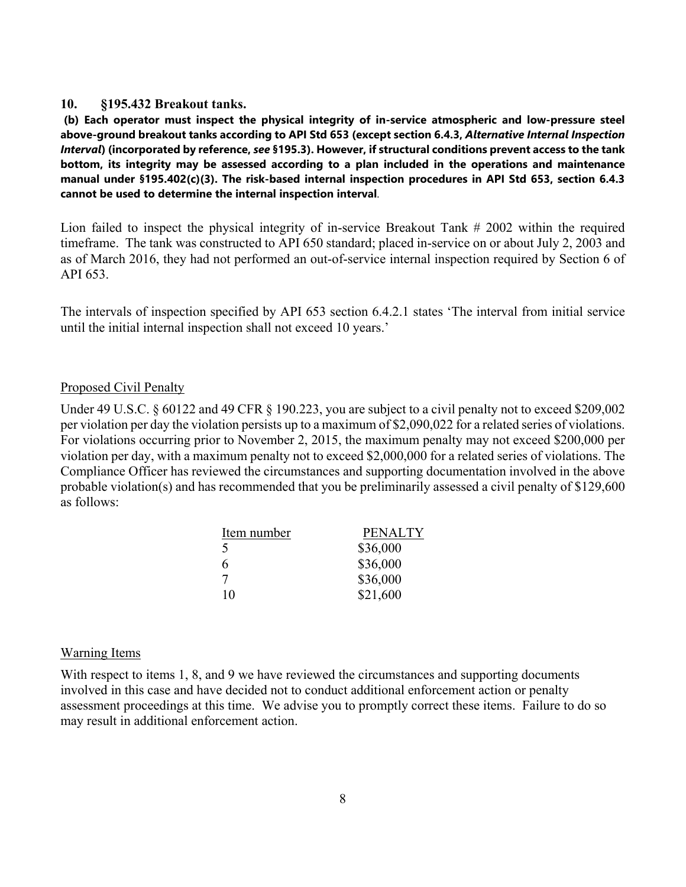**10. §195.432 Breakout tanks.**

**(b) Each operator must inspect the physical integrity of in-service atmospheric and low-pressure steel above-ground breakout tanks according to API Std 653 (except section 6.4.3, *Alternative Internal Inspection Interval*) (incorporated by reference, *see* §195.3). However, if structural conditions prevent access to the tank bottom, its integrity may be assessed according to a plan included in the operations and maintenance manual under §195.402(c)(3). The risk-based internal inspection procedures in API Std 653, section 6.4.3 cannot be used to determine the internal inspection interval**.

Lion failed to inspect the physical integrity of in-service Breakout Tank # 2002 within the required timeframe. The tank was constructed to API 650 standard; placed in-service on or about July 2, 2003 and as of March 2016, they had not performed an out-of-service internal inspection required by Section 6 of API 653.

The intervals of inspection specified by API 653 section 6.4.2.1 states 'The interval from initial service until the initial internal inspection shall not exceed 10 years.'

Proposed Civil Penalty

Under 49 U.S.C. § 60122 and 49 CFR § 190.223, you are subject to a civil penalty not to exceed $209,002 per violation per day the violation persists up to a maximum of $2,090,022 for a related series of violations. For violations occurring prior to November 2, 2015, the maximum penalty may not exceed $200,000 per violation per day, with a maximum penalty not to exceed $2,000,000 for a related series of violations. The Compliance Officer has reviewed the circumstances and supporting documentation involved in the above probable violation(s) and has recommended that you be preliminarily assessed a civil penalty of $129,600 as follows:

| Item number | PENALTY |
|---|---|
| 5 | $36,000 |
| 6 | $36,000 |
| 7 | $36,000 |
| 10 | $21,600 |

Warning Items

With respect to items 1, 8, and 9 we have reviewed the circumstances and supporting documents involved in this case and have decided not to conduct additional enforcement action or penalty assessment proceedings at this time. We advise you to promptly correct these items. Failure to do so may result in additional enforcement action.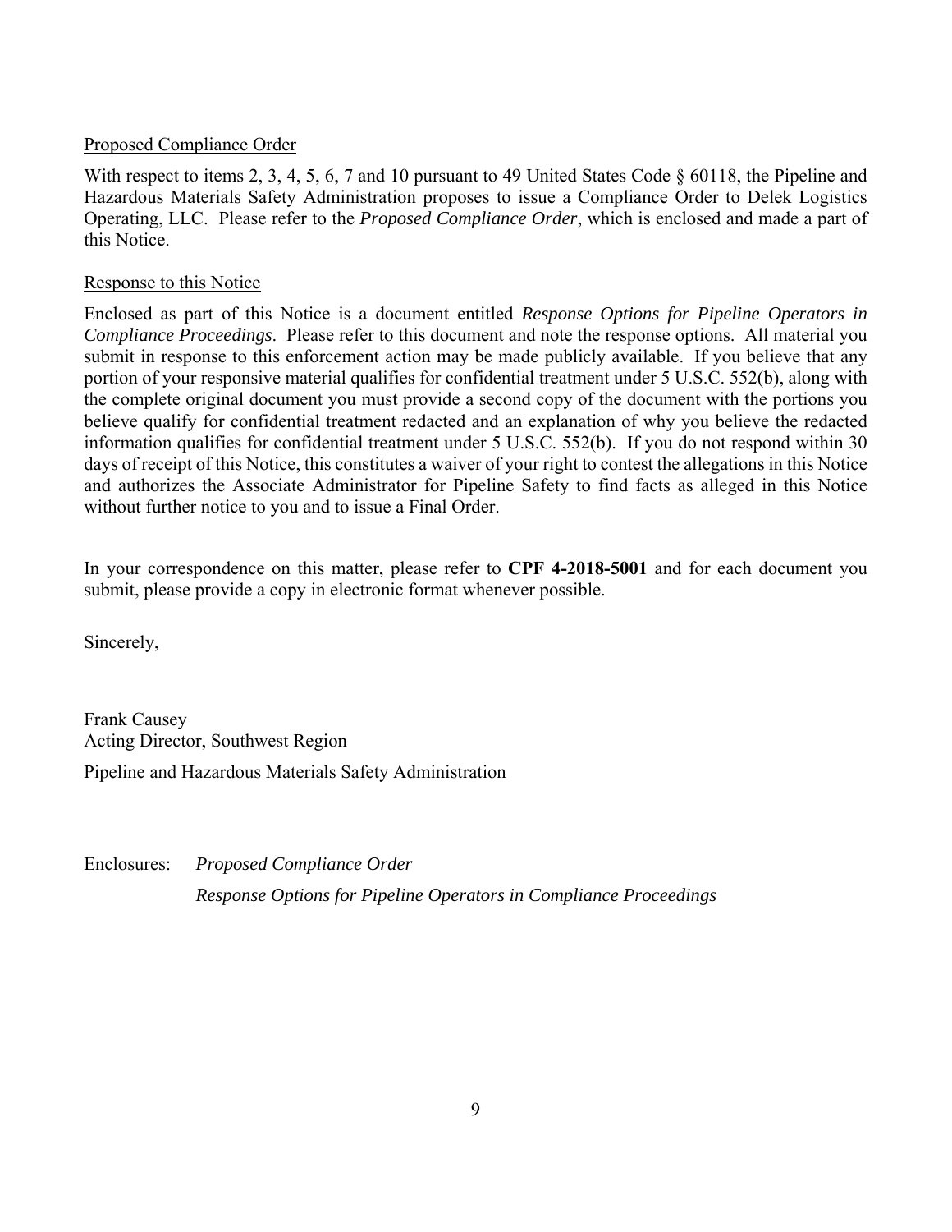Proposed Compliance Order

With respect to items 2, 3, 4, 5, 6, 7 and 10 pursuant to 49 United States Code § 60118, the Pipeline and Hazardous Materials Safety Administration proposes to issue a Compliance Order to Delek Logistics Operating, LLC. Please refer to the *Proposed Compliance Order*, which is enclosed and made a part of this Notice.

Response to this Notice

Enclosed as part of this Notice is a document entitled *Response Options for Pipeline Operators in Compliance Proceedings*. Please refer to this document and note the response options. All material you submit in response to this enforcement action may be made publicly available. If you believe that any portion of your responsive material qualifies for confidential treatment under 5 U.S.C. 552(b), along with the complete original document you must provide a second copy of the document with the portions you believe qualify for confidential treatment redacted and an explanation of why you believe the redacted information qualifies for confidential treatment under 5 U.S.C. 552(b). If you do not respond within 30 days of receipt of this Notice, this constitutes a waiver of your right to contest the allegations in this Notice and authorizes the Associate Administrator for Pipeline Safety to find facts as alleged in this Notice without further notice to you and to issue a Final Order.

In your correspondence on this matter, please refer to **CPF 4-2018-5001** and for each document you submit, please provide a copy in electronic format whenever possible.

Sincerely,

Frank Causey
Acting Director, Southwest Region

Pipeline and Hazardous Materials Safety Administration

Enclosures: *Proposed Compliance Order*
*Response Options for Pipeline Operators in Compliance Proceedings*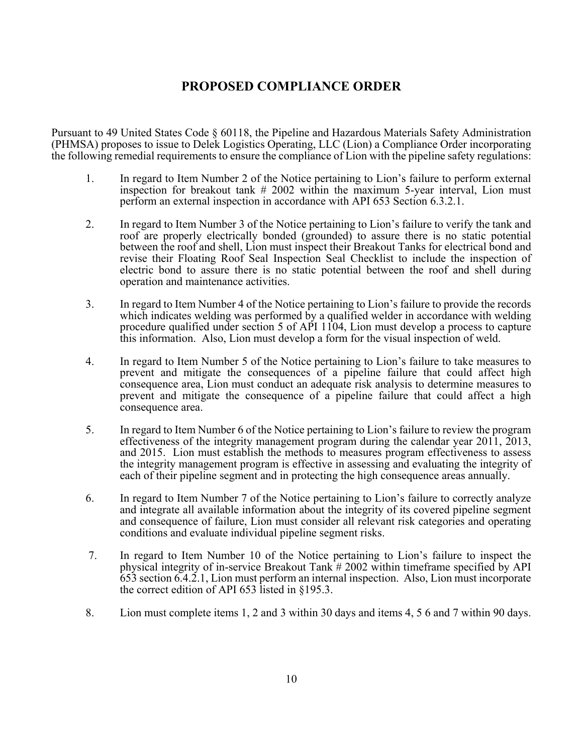# PROPOSED COMPLIANCE ORDER

Pursuant to 49 United States Code § 60118, the Pipeline and Hazardous Materials Safety Administration (PHMSA) proposes to issue to Delek Logistics Operating, LLC (Lion) a Compliance Order incorporating the following remedial requirements to ensure the compliance of Lion with the pipeline safety regulations:

1. In regard to Item Number 2 of the Notice pertaining to Lion's failure to perform external inspection for breakout tank # 2002 within the maximum 5-year interval, Lion must perform an external inspection in accordance with API 653 Section 6.3.2.1.

2. In regard to Item Number 3 of the Notice pertaining to Lion's failure to verify the tank and roof are properly electrically bonded (grounded) to assure there is no static potential between the roof and shell, Lion must inspect their Breakout Tanks for electrical bond and revise their Floating Roof Seal Inspection Seal Checklist to include the inspection of electric bond to assure there is no static potential between the roof and shell during operation and maintenance activities.

3. In regard to Item Number 4 of the Notice pertaining to Lion's failure to provide the records which indicates welding was performed by a qualified welder in accordance with welding procedure qualified under section 5 of API 1104, Lion must develop a process to capture this information. Also, Lion must develop a form for the visual inspection of weld.

4. In regard to Item Number 5 of the Notice pertaining to Lion's failure to take measures to prevent and mitigate the consequences of a pipeline failure that could affect high consequence area, Lion must conduct an adequate risk analysis to determine measures to prevent and mitigate the consequence of a pipeline failure that could affect a high consequence area.

5. In regard to Item Number 6 of the Notice pertaining to Lion's failure to review the program effectiveness of the integrity management program during the calendar year 2011, 2013, and 2015. Lion must establish the methods to measures program effectiveness to assess the integrity management program is effective in assessing and evaluating the integrity of each of their pipeline segment and in protecting the high consequence areas annually.

6. In regard to Item Number 7 of the Notice pertaining to Lion's failure to correctly analyze and integrate all available information about the integrity of its covered pipeline segment and consequence of failure, Lion must consider all relevant risk categories and operating conditions and evaluate individual pipeline segment risks.

7. In regard to Item Number 10 of the Notice pertaining to Lion's failure to inspect the physical integrity of in-service Breakout Tank # 2002 within timeframe specified by API 653 section 6.4.2.1, Lion must perform an internal inspection. Also, Lion must incorporate the correct edition of API 653 listed in §195.3.

8. Lion must complete items 1, 2 and 3 within 30 days and items 4, 5 6 and 7 within 90 days.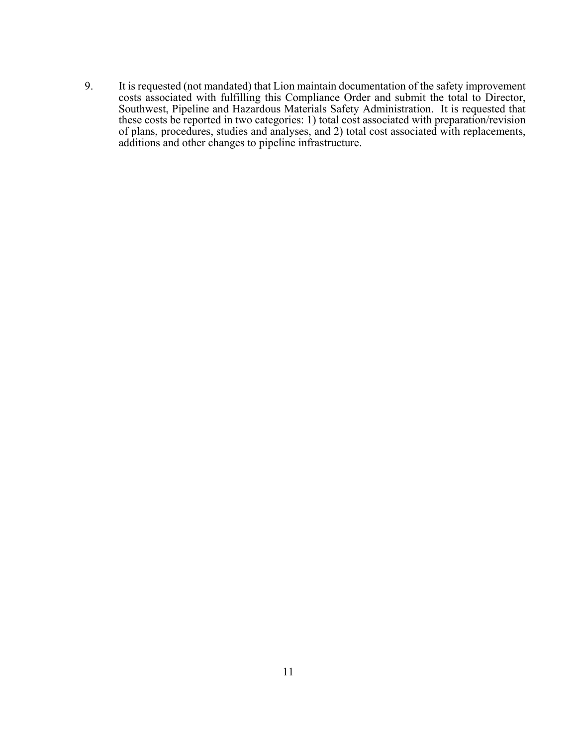9. It is requested (not mandated) that Lion maintain documentation of the safety improvement costs associated with fulfilling this Compliance Order and submit the total to Director, Southwest, Pipeline and Hazardous Materials Safety Administration. It is requested that these costs be reported in two categories: 1) total cost associated with preparation/revision of plans, procedures, studies and analyses, and 2) total cost associated with replacements, additions and other changes to pipeline infrastructure.